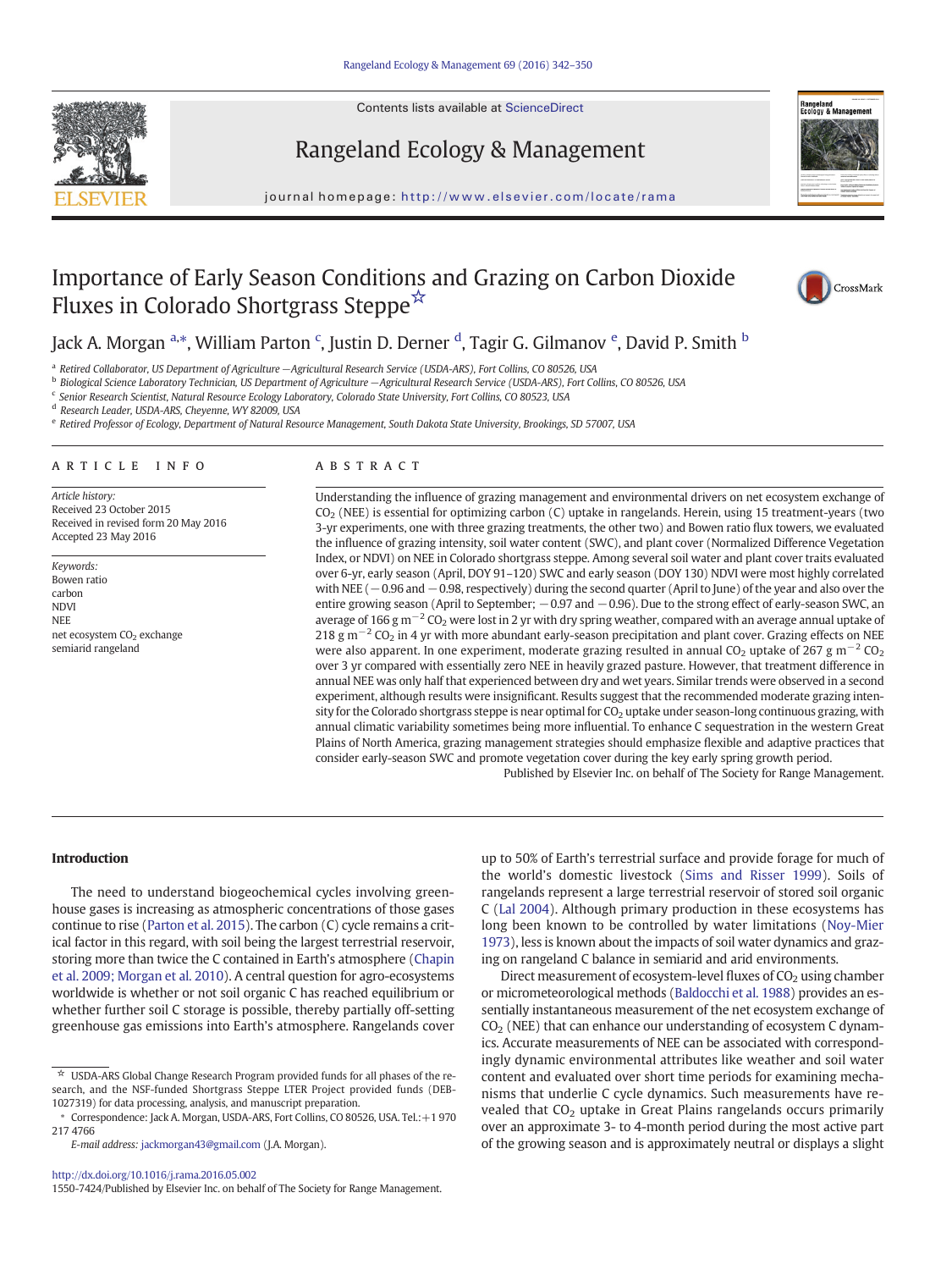Contents lists available at ScienceDirect

Rangeland Ecology & Management

journal homepage: http://www.elsevier.com/locate/rama

# Importance of Early Season Conditions and Grazing on Carbon Dioxide Fluxes in Colorado Shortgrass Steppe☆

Jack A. Morgan [a,*], William Parton [c], Justin D. Derner [d], Tagir G. Gilmanov [e], David P. Smith [b]

[a] Retired Collaborator, US Department of Agriculture —Agricultural Research Service (USDA-ARS), Fort Collins, CO 80526, USA
[b] Biological Science Laboratory Technician, US Department of Agriculture —Agricultural Research Service (USDA-ARS), Fort Collins, CO 80526, USA
[c] Senior Research Scientist, Natural Resource Ecology Laboratory, Colorado State University, Fort Collins, CO 80523, USA
[d] Research Leader, USDA-ARS, Cheyenne, WY 82009, USA
[e] Retired Professor of Ecology, Department of Natural Resource Management, South Dakota State University, Brookings, SD 57007, USA

## ARTICLE INFO

*Article history:*
Received 23 October 2015
Received in revised form 20 May 2016
Accepted 23 May 2016

*Keywords:*
Bowen ratio
carbon
NDVI
NEE
net ecosystem $CO_2$ exchange
semiarid rangeland

## ABSTRACT

Understanding the influence of grazing management and environmental drivers on net ecosystem exchange of $CO_2$ (NEE) is essential for optimizing carbon (C) uptake in rangelands. Herein, using 15 treatment-years (two 3-yr experiments, one with three grazing treatments, the other two) and Bowen ratio flux towers, we evaluated the influence of grazing intensity, soil water content (SWC), and plant cover (Normalized Difference Vegetation Index, or NDVI) on NEE in Colorado shortgrass steppe. Among several soil water and plant cover traits evaluated over 6-yr, early season (April, DOY 91–120) SWC and early season (DOY 130) NDVI were most highly correlated with NEE (−0.96 and −0.98, respectively) during the second quarter (April to June) of the year and also over the entire growing season (April to September; −0.97 and −0.96). Due to the strong effect of early-season SWC, an average of 166 g $m^{-2}$ $CO_2$ were lost in 2 yr with dry spring weather, compared with an average annual uptake of 218 g $m^{-2}$ $CO_2$ in 4 yr with more abundant early-season precipitation and plant cover. Grazing effects on NEE were also apparent. In one experiment, moderate grazing resulted in annual $CO_2$ uptake of 267 g $m^{-2}$ $CO_2$ over 3 yr compared with essentially zero NEE in heavily grazed pasture. However, that treatment difference in annual NEE was only half that experienced between dry and wet years. Similar trends were observed in a second experiment, although results were insignificant. Results suggest that the recommended moderate grazing intensity for the Colorado shortgrass steppe is near optimal for $CO_2$ uptake under season-long continuous grazing, with annual climatic variability sometimes being more influential. To enhance C sequestration in the western Great Plains of North America, grazing management strategies should emphasize flexible and adaptive practices that consider early-season SWC and promote vegetation cover during the key early spring growth period.

Published by Elsevier Inc. on behalf of The Society for Range Management.

## Introduction

The need to understand biogeochemical cycles involving greenhouse gases is increasing as atmospheric concentrations of those gases continue to rise (Parton et al. 2015). The carbon (C) cycle remains a critical factor in this regard, with soil being the largest terrestrial reservoir, storing more than twice the C contained in Earth's atmosphere (Chapin et al. 2009; Morgan et al. 2010). A central question for agro-ecosystems worldwide is whether or not soil organic C has reached equilibrium or whether further soil C storage is possible, thereby partially off-setting greenhouse gas emissions into Earth's atmosphere. Rangelands cover up to 50% of Earth's terrestrial surface and provide forage for much of the world's domestic livestock (Sims and Risser 1999). Soils of rangelands represent a large terrestrial reservoir of stored soil organic C (Lal 2004). Although primary production in these ecosystems has long been known to be controlled by water limitations (Noy-Mier 1973), less is known about the impacts of soil water dynamics and grazing on rangeland C balance in semiarid and arid environments.

Direct measurement of ecosystem-level fluxes of $CO_2$ using chamber or micrometeorological methods (Baldocchi et al. 1988) provides an essentially instantaneous measurement of the net ecosystem exchange of $CO_2$ (NEE) that can enhance our understanding of ecosystem C dynamics. Accurate measurements of NEE can be associated with correspondingly dynamic environmental attributes like weather and soil water content and evaluated over short time periods for examining mechanisms that underlie C cycle dynamics. Such measurements have revealed that $CO_2$ uptake in Great Plains rangelands occurs primarily over an approximate 3- to 4-month period during the most active part of the growing season and is approximately neutral or displays a slight

☆ USDA-ARS Global Change Research Program provided funds for all phases of the research, and the NSF-funded Shortgrass Steppe LTER Project provided funds (DEB-1027319) for data processing, analysis, and manuscript preparation.

\* Correspondence: Jack A. Morgan, USDA-ARS, Fort Collins, CO 80526, USA. Tel.: +1 970 217 4766

*E-mail address:* jackmorgan43@gmail.com (J.A. Morgan).

http://dx.doi.org/10.1016/j.rama.2016.05.002
1550-7424/Published by Elsevier Inc. on behalf of The Society for Range Management.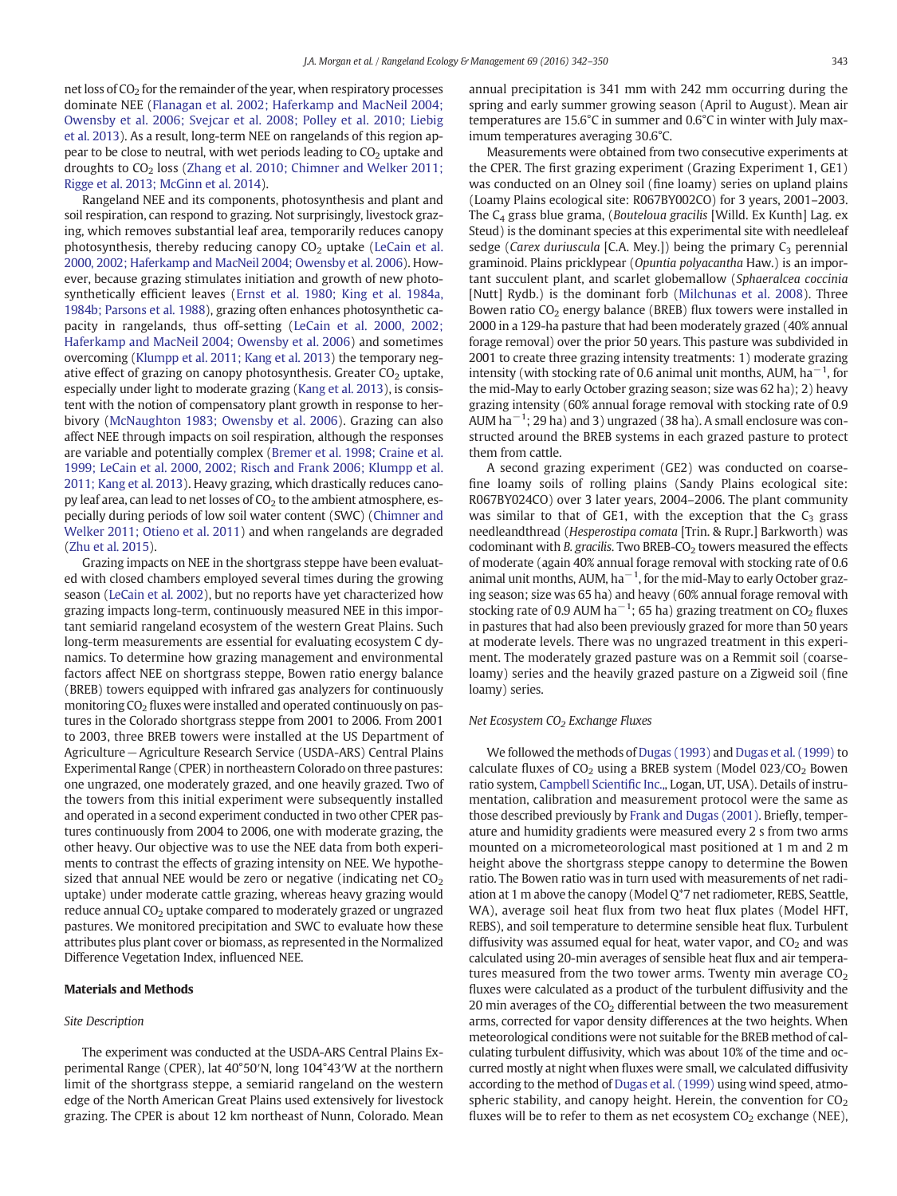net loss of $CO_2$ for the remainder of the year, when respiratory processes dominate NEE (Flanagan et al. 2002; Haferkamp and MacNeil 2004; Owensby et al. 2006; Svejcar et al. 2008; Polley et al. 2010; Liebig et al. 2013). As a result, long-term NEE on rangelands of this region appear to be close to neutral, with wet periods leading to $CO_2$ uptake and droughts to $CO_2$ loss (Zhang et al. 2010; Chimner and Welker 2011; Rigge et al. 2013; McGinn et al. 2014).

Rangeland NEE and its components, photosynthesis and plant and soil respiration, can respond to grazing. Not surprisingly, livestock grazing, which removes substantial leaf area, temporarily reduces canopy photosynthesis, thereby reducing canopy $CO_2$ uptake (LeCain et al. 2000, 2002; Haferkamp and MacNeil 2004; Owensby et al. 2006). However, because grazing stimulates initiation and growth of new photosynthetically efficient leaves (Ernst et al. 1980; King et al. 1984a, 1984b; Parsons et al. 1988), grazing often enhances photosynthetic capacity in rangelands, thus off-setting (LeCain et al. 2000, 2002; Haferkamp and MacNeil 2004; Owensby et al. 2006) and sometimes overcoming (Klumpp et al. 2011; Kang et al. 2013) the temporary negative effect of grazing on canopy photosynthesis. Greater $CO_2$ uptake, especially under light to moderate grazing (Kang et al. 2013), is consistent with the notion of compensatory plant growth in response to herbivory (McNaughton 1983; Owensby et al. 2006). Grazing can also affect NEE through impacts on soil respiration, although the responses are variable and potentially complex (Bremer et al. 1998; Craine et al. 1999; LeCain et al. 2000, 2002; Risch and Frank 2006; Klumpp et al. 2011; Kang et al. 2013). Heavy grazing, which drastically reduces canopy leaf area, can lead to net losses of $CO_2$ to the ambient atmosphere, especially during periods of low soil water content (SWC) (Chimner and Welker 2011; Otieno et al. 2011) and when rangelands are degraded (Zhu et al. 2015).

Grazing impacts on NEE in the shortgrass steppe have been evaluated with closed chambers employed several times during the growing season (LeCain et al. 2002), but no reports have yet characterized how grazing impacts long-term, continuously measured NEE in this important semiarid rangeland ecosystem of the western Great Plains. Such long-term measurements are essential for evaluating ecosystem C dynamics. To determine how grazing management and environmental factors affect NEE on shortgrass steppe, Bowen ratio energy balance (BREB) towers equipped with infrared gas analyzers for continuously monitoring $CO_2$ fluxes were installed and operated continuously on pastures in the Colorado shortgrass steppe from 2001 to 2006. From 2001 to 2003, three BREB towers were installed at the US Department of Agriculture—Agriculture Research Service (USDA-ARS) Central Plains Experimental Range (CPER) in northeastern Colorado on three pastures: one ungrazed, one moderately grazed, and one heavily grazed. Two of the towers from this initial experiment were subsequently installed and operated in a second experiment conducted in two other CPER pastures continuously from 2004 to 2006, one with moderate grazing, the other heavy. Our objective was to use the NEE data from both experiments to contrast the effects of grazing intensity on NEE. We hypothesized that annual NEE would be zero or negative (indicating net $CO_2$ uptake) under moderate cattle grazing, whereas heavy grazing would reduce annual $CO_2$ uptake compared to moderately grazed or ungrazed pastures. We monitored precipitation and SWC to evaluate how these attributes plus plant cover or biomass, as represented in the Normalized Difference Vegetation Index, influenced NEE.

## Materials and Methods

### Site Description

The experiment was conducted at the USDA-ARS Central Plains Experimental Range (CPER), lat 40°50′N, long 104°43′W at the northern limit of the shortgrass steppe, a semiarid rangeland on the western edge of the North American Great Plains used extensively for livestock grazing. The CPER is about 12 km northeast of Nunn, Colorado. Mean annual precipitation is 341 mm with 242 mm occurring during the spring and early summer growing season (April to August). Mean air temperatures are 15.6°C in summer and 0.6°C in winter with July maximum temperatures averaging 30.6°C.

Measurements were obtained from two consecutive experiments at the CPER. The first grazing experiment (Grazing Experiment 1, GE1) was conducted on an Olney soil (fine loamy) series on upland plains (Loamy Plains ecological site: R067BY002CO) for 3 years, 2001–2003. The $C_4$ grass blue grama, (*Bouteloua gracilis* [Willd. Ex Kunth] Lag. ex Steud) is the dominant species at this experimental site with needleleaf sedge (*Carex duriuscula* [C.A. Mey.]) being the primary $C_3$ perennial graminoid. Plains pricklypear (*Opuntia polyacantha* Haw.) is an important succulent plant, and scarlet globemallow (*Sphaeralcea coccinia* [Nutt] Rydb.) is the dominant forb (Milchunas et al. 2008). Three Bowen ratio $CO_2$ energy balance (BREB) flux towers were installed in 2000 in a 129-ha pasture that had been moderately grazed (40% annual forage removal) over the prior 50 years. This pasture was subdivided in 2001 to create three grazing intensity treatments: 1) moderate grazing intensity (with stocking rate of 0.6 animal unit months, AUM, $ha^{-1}$, for the mid-May to early October grazing season; size was 62 ha); 2) heavy grazing intensity (60% annual forage removal with stocking rate of 0.9 AUM $ha^{-1}$; 29 ha) and 3) ungrazed (38 ha). A small enclosure was constructed around the BREB systems in each grazed pasture to protect them from cattle.

A second grazing experiment (GE2) was conducted on coarse-fine loamy soils of rolling plains (Sandy Plains ecological site: R067BY024CO) over 3 later years, 2004–2006. The plant community was similar to that of GE1, with the exception that the $C_3$ grass needleandthread (*Hesperostipa comata* [Trin. & Rupr.] Barkworth) was codominant with *B. gracilis*. Two BREB-$CO_2$ towers measured the effects of moderate (again 40% annual forage removal with stocking rate of 0.6 animal unit months, AUM, $ha^{-1}$, for the mid-May to early October grazing season; size was 65 ha) and heavy (60% annual forage removal with stocking rate of 0.9 AUM $ha^{-1}$; 65 ha) grazing treatment on $CO_2$ fluxes in pastures that had also been previously grazed for more than 50 years at moderate levels. There was no ungrazed treatment in this experiment. The moderately grazed pasture was on a Remmit soil (coarse-loamy) series and the heavily grazed pasture on a Zigweid soil (fine loamy) series.

### Net Ecosystem $CO_2$ Exchange Fluxes

We followed the methods of Dugas (1993) and Dugas et al. (1999) to calculate fluxes of $CO_2$ using a BREB system (Model 023/$CO_2$ Bowen ratio system, Campbell Scientific Inc.,, Logan, UT, USA). Details of instrumentation, calibration and measurement protocol were the same as those described previously by Frank and Dugas (2001). Briefly, temperature and humidity gradients were measured every 2 s from two arms mounted on a micrometeorological mast positioned at 1 m and 2 m height above the shortgrass steppe canopy to determine the Bowen ratio. The Bowen ratio was in turn used with measurements of net radiation at 1 m above the canopy (Model Q*7 net radiometer, REBS, Seattle, WA), average soil heat flux from two heat flux plates (Model HFT, REBS), and soil temperature to determine sensible heat flux. Turbulent diffusivity was assumed equal for heat, water vapor, and $CO_2$ and was calculated using 20-min averages of sensible heat flux and air temperatures measured from the two tower arms. Twenty min average $CO_2$ fluxes were calculated as a product of the turbulent diffusivity and the 20 min averages of the $CO_2$ differential between the two measurement arms, corrected for vapor density differences at the two heights. When meteorological conditions were not suitable for the BREB method of calculating turbulent diffusivity, which was about 10% of the time and occurred mostly at night when fluxes were small, we calculated diffusivity according to the method of Dugas et al. (1999) using wind speed, atmospheric stability, and canopy height. Herein, the convention for $CO_2$ fluxes will be to refer to them as net ecosystem $CO_2$ exchange (NEE),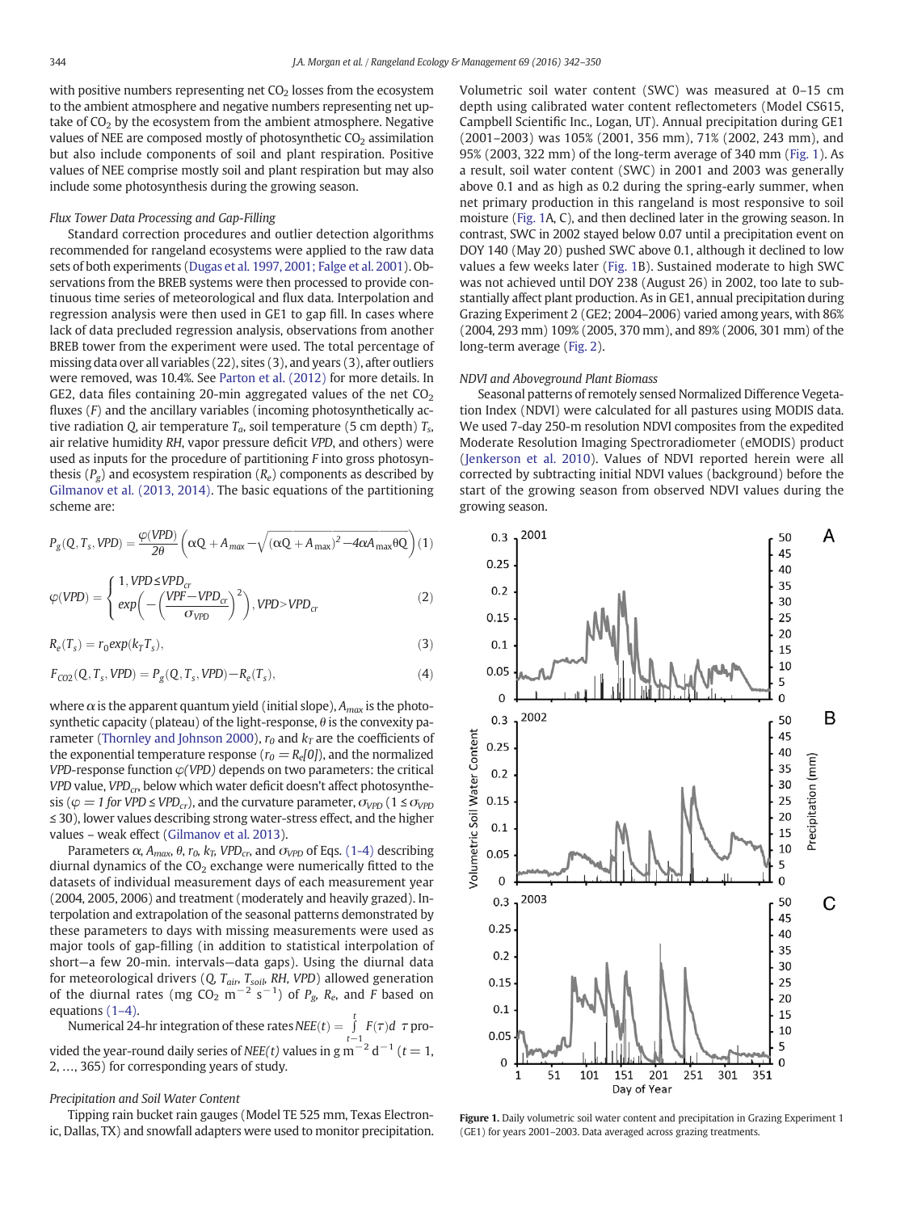with positive numbers representing net $CO_2$ losses from the ecosystem to the ambient atmosphere and negative numbers representing net uptake of $CO_2$ by the ecosystem from the ambient atmosphere. Negative values of NEE are composed mostly of photosynthetic $CO_2$ assimilation but also include components of soil and plant respiration. Positive values of NEE comprise mostly soil and plant respiration but may also include some photosynthesis during the growing season.

*Flux Tower Data Processing and Gap-Filling*

Standard correction procedures and outlier detection algorithms recommended for rangeland ecosystems were applied to the raw data sets of both experiments (Dugas et al. 1997, 2001; Falge et al. 2001). Observations from the BREB systems were then processed to provide continuous time series of meteorological and flux data. Interpolation and regression analysis were then used in GE1 to gap fill. In cases where lack of data precluded regression analysis, observations from another BREB tower from the experiment were used. The total percentage of missing data over all variables (22), sites (3), and years (3), after outliers were removed, was 10.4%. See Parton et al. (2012) for more details. In GE2, data files containing 20-min aggregated values of the net $CO_2$ fluxes ($F$) and the ancillary variables (incoming photosynthetically active radiation $Q$, air temperature $T_a$, soil temperature (5 cm depth) $T_s$, air relative humidity $RH$, vapor pressure deficit $VPD$, and others) were used as inputs for the procedure of partitioning $F$ into gross photosynthesis ($P_g$) and ecosystem respiration ($R_e$) components as described by Gilmanov et al. (2013, 2014). The basic equations of the partitioning scheme are:

$$P_g(Q, T_s, VPD) = \frac{\varphi(VPD)}{2\theta}\left(\alpha Q + A_{max} - \sqrt{(\alpha Q + A_{\max})^2 - 4\alpha A_{\max}\theta Q}\right) \quad (1)$$

$$\varphi(VPD) = \begin{cases} 1, VPD \le VPD_{cr} \\ exp\left(-\left(\frac{VPF - VPD_{cr}}{\sigma_{VPD}}\right)^2\right), VPD > VPD_{cr} \end{cases} \quad (2)$$

$$R_e(T_s) = r_0 exp(k_T T_s), \quad (3)$$

$$F_{CO2}(Q, T_s, VPD) = P_g(Q, T_s, VPD) - R_e(T_s), \quad (4)$$

where $\alpha$ is the apparent quantum yield (initial slope), $A_{max}$ is the photosynthetic capacity (plateau) of the light-response, $\theta$ is the convexity parameter (Thornley and Johnson 2000), $r_0$ and $k_T$ are the coefficients of the exponential temperature response ($r_0 = R_e[0]$), and the normalized $VPD$-response function $\varphi(VPD)$ depends on two parameters: the critical $VPD$ value, $VPD_{cr}$, below which water deficit doesn't affect photosynthesis ($\varphi = 1$ *for* $VPD \le VPD_{cr}$), and the curvature parameter, $\sigma_{VPD}$ ($1 \le \sigma_{VPD} \le 30$), lower values describing strong water-stress effect, and the higher values – weak effect (Gilmanov et al. 2013).

Parameters $\alpha$, $A_{max}$, $\theta$, $r_0$, $k_T$, $VPD_{cr}$, and $\sigma_{VPD}$ of Eqs. (1-4) describing diurnal dynamics of the $CO_2$ exchange were numerically fitted to the datasets of individual measurement days of each measurement year (2004, 2005, 2006) and treatment (moderately and heavily grazed). Interpolation and extrapolation of the seasonal patterns demonstrated by these parameters to days with missing measurements were used as major tools of gap-filling (in addition to statistical interpolation of short—a few 20-min. intervals—data gaps). Using the diurnal data for meteorological drivers ($Q$, $T_{air}$, $T_{soil}$, $RH$, $VPD$) allowed generation of the diurnal rates (mg $CO_2$ $m^{-2}$ $s^{-1}$) of $P_g$, $R_e$, and $F$ based on equations (1–4).

Numerical 24-hr integration of these rates $NEE(t) = \int_{t-1}^{t} F(\tau)d\ \tau$ provided the year-round daily series of $NEE(t)$ values in g $m^{-2}$ $d^{-1}$ ($t = 1$, 2, …, 365) for corresponding years of study.

*Precipitation and Soil Water Content*

Tipping rain bucket rain gauges (Model TE 525 mm, Texas Electronic, Dallas, TX) and snowfall adapters were used to monitor precipitation. Volumetric soil water content (SWC) was measured at 0–15 cm depth using calibrated water content reflectometers (Model CS615, Campbell Scientific Inc., Logan, UT). Annual precipitation during GE1 (2001–2003) was 105% (2001, 356 mm), 71% (2002, 243 mm), and 95% (2003, 322 mm) of the long-term average of 340 mm (Fig. 1). As a result, soil water content (SWC) in 2001 and 2003 was generally above 0.1 and as high as 0.2 during the spring-early summer, when net primary production in this rangeland is most responsive to soil moisture (Fig. 1A, C), and then declined later in the growing season. In contrast, SWC in 2002 stayed below 0.07 until a precipitation event on DOY 140 (May 20) pushed SWC above 0.1, although it declined to low values a few weeks later (Fig. 1B). Sustained moderate to high SWC was not achieved until DOY 238 (August 26) in 2002, too late to substantially affect plant production. As in GE1, annual precipitation during Grazing Experiment 2 (GE2; 2004–2006) varied among years, with 86% (2004, 293 mm) 109% (2005, 370 mm), and 89% (2006, 301 mm) of the long-term average (Fig. 2).

*NDVI and Aboveground Plant Biomass*

Seasonal patterns of remotely sensed Normalized Difference Vegetation Index (NDVI) were calculated for all pastures using MODIS data. We used 7-day 250-m resolution NDVI composites from the expedited Moderate Resolution Imaging Spectroradiometer (eMODIS) product (Jenkerson et al. 2010). Values of NDVI reported herein were all corrected by subtracting initial NDVI values (background) before the start of the growing season from observed NDVI values during the growing season.

**Figure 1.** Daily volumetric soil water content and precipitation in Grazing Experiment 1 (GE1) for years 2001–2003. Data averaged across grazing treatments.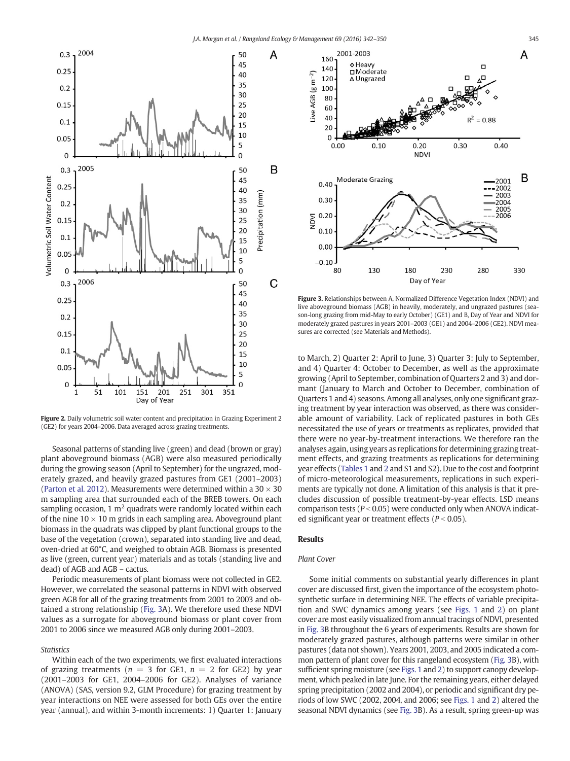Figure 2. Daily volumetric soil water content and precipitation in Grazing Experiment 2 (GE2) for years 2004–2006. Data averaged across grazing treatments.

Seasonal patterns of standing live (green) and dead (brown or gray) plant aboveground biomass (AGB) were also measured periodically during the growing season (April to September) for the ungrazed, moderately grazed, and heavily grazed pastures from GE1 (2001–2003) (Parton et al. 2012). Measurements were determined within a 30 × 30 m sampling area that surrounded each of the BREB towers. On each sampling occasion, 1 $m^2$ quadrats were randomly located within each of the nine 10 × 10 m grids in each sampling area. Aboveground plant biomass in the quadrats was clipped by plant functional groups to the base of the vegetation (crown), separated into standing live and dead, oven-dried at 60°C, and weighed to obtain AGB. Biomass is presented as live (green, current year) materials and as totals (standing live and dead) of AGB and AGB – cactus.

Periodic measurements of plant biomass were not collected in GE2. However, we correlated the seasonal patterns in NDVI with observed green AGB for all of the grazing treatments from 2001 to 2003 and obtained a strong relationship (Fig. 3A). We therefore used these NDVI values as a surrogate for aboveground biomass or plant cover from 2001 to 2006 since we measured AGB only during 2001–2003.

### Statistics

Within each of the two experiments, we first evaluated interactions of grazing treatments ($n = 3$ for GE1, $n = 2$ for GE2) by year (2001–2003 for GE1, 2004–2006 for GE2). Analyses of variance (ANOVA) (SAS, version 9.2, GLM Procedure) for grazing treatment by year interactions on NEE were assessed for both GEs over the entire year (annual), and within 3-month increments: 1) Quarter 1: January to March, 2) Quarter 2: April to June, 3) Quarter 3: July to September, and 4) Quarter 4: October to December, as well as the approximate growing (April to September, combination of Quarters 2 and 3) and dormant (January to March and October to December, combination of Quarters 1 and 4) seasons. Among all analyses, only one significant grazing treatment by year interaction was observed, as there was considerable amount of variability. Lack of replicated pastures in both GEs necessitated the use of years or treatments as replicates, provided that there were no year-by-treatment interactions. We therefore ran the analyses again, using years as replications for determining grazing treatment effects, and grazing treatments as replications for determining year effects (Tables 1 and 2 and S1 and S2). Due to the cost and footprint of micro-meteorological measurements, replications in such experiments are typically not done. A limitation of this analysis is that it precludes discussion of possible treatment-by-year effects. LSD means comparison tests ($P < 0.05$) were conducted only when ANOVA indicated significant year or treatment effects ($P < 0.05$).

Figure 3. Relationships between A, Normalized Difference Vegetation Index (NDVI) and live aboveground biomass (AGB) in heavily, moderately, and ungrazed pastures (season-long grazing from mid-May to early October) (GE1) and B, Day of Year and NDVI for moderately grazed pastures in years 2001–2003 (GE1) and 2004–2006 (GE2). NDVI measures are corrected (see Materials and Methods).

## Results

### Plant Cover

Some initial comments on substantial yearly differences in plant cover are discussed first, given the importance of the ecosystem photosynthetic surface in determining NEE. The effects of variable precipitation and SWC dynamics among years (see Figs. 1 and 2) on plant cover are most easily visualized from annual tracings of NDVI, presented in Fig. 3B throughout the 6 years of experiments. Results are shown for moderately grazed pastures, although patterns were similar in other pastures (data not shown). Years 2001, 2003, and 2005 indicated a common pattern of plant cover for this rangeland ecosystem (Fig. 3B), with sufficient spring moisture (see Figs. 1 and 2) to support canopy development, which peaked in late June. For the remaining years, either delayed spring precipitation (2002 and 2004), or periodic and significant dry periods of low SWC (2002, 2004, and 2006; see Figs. 1 and 2) altered the seasonal NDVI dynamics (see Fig. 3B). As a result, spring green-up was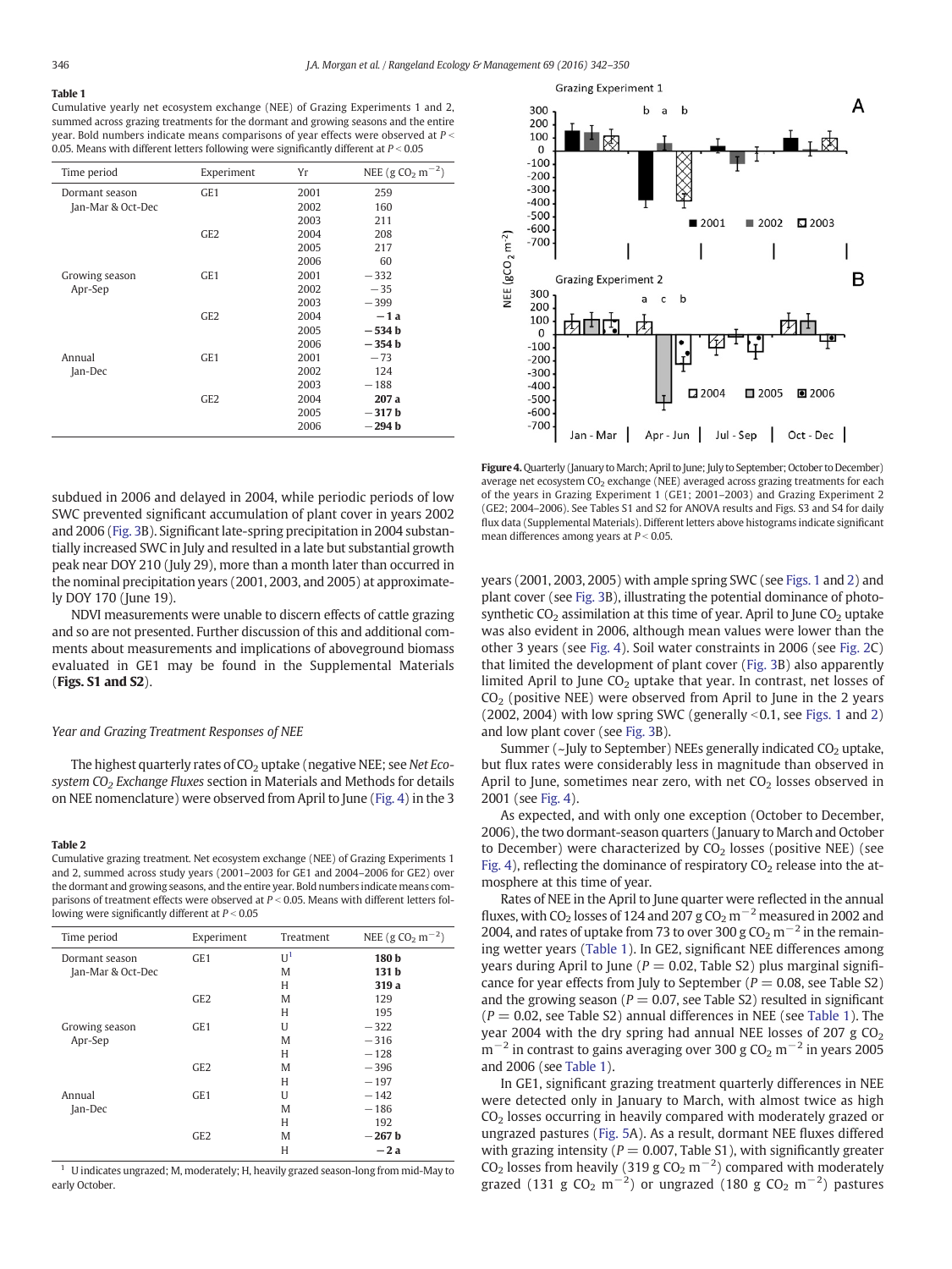**Table 1**

Cumulative yearly net ecosystem exchange (NEE) of Grazing Experiments 1 and 2, summed across grazing treatments for the dormant and growing seasons and the entire year. Bold numbers indicate means comparisons of year effects were observed at $P < 0.05$. Means with different letters following were significantly different at $P < 0.05$

| Time period | Experiment | Yr | NEE (g $CO_2$ $m^{-2}$) |
|---|---|---|---|
| Dormant season Jan-Mar & Oct-Dec | GE1 | 2001 | 259 |
| | | 2002 | 160 |
| | | 2003 | 211 |
| | GE2 | 2004 | 208 |
| | | 2005 | 217 |
| | | 2006 | 60 |
| Growing season Apr-Sep | GE1 | 2001 | −332 |
| | | 2002 | −35 |
| | | 2003 | −399 |
| | GE2 | 2004 | **−1 a** |
| | | 2005 | **−534 b** |
| | | 2006 | **−354 b** |
| Annual Jan-Dec | GE1 | 2001 | −73 |
| | | 2002 | 124 |
| | | 2003 | −188 |
| | GE2 | 2004 | **207 a** |
| | | 2005 | **−317 b** |
| | | 2006 | **−294 b** |

subdued in 2006 and delayed in 2004, while periodic periods of low SWC prevented significant accumulation of plant cover in years 2002 and 2006 (Fig. 3B). Significant late-spring precipitation in 2004 substantially increased SWC in July and resulted in a late but substantial growth peak near DOY 210 (July 29), more than a month later than occurred in the nominal precipitation years (2001, 2003, and 2005) at approximately DOY 170 (June 19).

NDVI measurements were unable to discern effects of cattle grazing and so are not presented. Further discussion of this and additional comments about measurements and implications of aboveground biomass evaluated in GE1 may be found in the Supplemental Materials (**Figs. S1 and S2**).

### *Year and Grazing Treatment Responses of NEE*

The highest quarterly rates of $CO_2$ uptake (negative NEE; see *Net Ecosystem $CO_2$ Exchange Fluxes* section in Materials and Methods for details on NEE nomenclature) were observed from April to June (Fig. 4) in the 3 years (2001, 2003, 2005) with ample spring SWC (see Figs. 1 and 2) and plant cover (see Fig. 3B), illustrating the potential dominance of photosynthetic $CO_2$ assimilation at this time of year. April to June $CO_2$ uptake was also evident in 2006, although mean values were lower than the other 3 years (see Fig. 4). Soil water constraints in 2006 (see Fig. 2C) that limited the development of plant cover (Fig. 3B) also apparently limited April to June $CO_2$ uptake that year. In contrast, net losses of $CO_2$ (positive NEE) were observed from April to June in the 2 years (2002, 2004) with low spring SWC (generally <0.1, see Figs. 1 and 2) and low plant cover (see Fig. 3B).

Summer (~July to September) NEEs generally indicated $CO_2$ uptake, but flux rates were considerably less in magnitude than observed in April to June, sometimes near zero, with net $CO_2$ losses observed in 2001 (see Fig. 4).

As expected, and with only one exception (October to December, 2006), the two dormant-season quarters (January to March and October to December) were characterized by $CO_2$ losses (positive NEE) (see Fig. 4), reflecting the dominance of respiratory $CO_2$ release into the atmosphere at this time of year.

Rates of NEE in the April to June quarter were reflected in the annual fluxes, with $CO_2$ losses of 124 and 207 g $CO_2$ $m^{-2}$ measured in 2002 and 2004, and rates of uptake from 73 to over 300 g $CO_2$ $m^{-2}$ in the remaining wetter years (Table 1). In GE2, significant NEE differences among years during April to June ($P = 0.02$, Table S2) plus marginal significance for year effects from July to September ($P = 0.08$, see Table S2) and the growing season ($P = 0.07$, see Table S2) resulted in significant ($P = 0.02$, see Table S2) annual differences in NEE (see Table 1). The year 2004 with the dry spring had annual NEE losses of 207 g $CO_2$ $m^{-2}$ in contrast to gains averaging over 300 g $CO_2$ $m^{-2}$ in years 2005 and 2006 (see Table 1).

In GE1, significant grazing treatment quarterly differences in NEE were detected only in January to March, with almost twice as high $CO_2$ losses occurring in heavily compared with moderately grazed or ungrazed pastures (Fig. 5A). As a result, dormant NEE fluxes differed with grazing intensity ($P = 0.007$, Table S1), with significantly greater $CO_2$ losses from heavily (319 g $CO_2$ $m^{-2}$) compared with moderately grazed (131 g $CO_2$ $m^{-2}$) or ungrazed (180 g $CO_2$ $m^{-2}$) pastures

**Figure 4.** Quarterly (January to March; April to June; July to September; October to December) average net ecosystem $CO_2$ exchange (NEE) averaged across grazing treatments for each of the years in Grazing Experiment 1 (GE1; 2001–2003) and Grazing Experiment 2 (GE2; 2004–2006). See Tables S1 and S2 for ANOVA results and Figs. S3 and S4 for daily flux data (Supplemental Materials). Different letters above histograms indicate significant mean differences among years at $P < 0.05$.

**Table 2**

Cumulative grazing treatment. Net ecosystem exchange (NEE) of Grazing Experiments 1 and 2, summed across study years (2001–2003 for GE1 and 2004–2006 for GE2) over the dormant and growing seasons, and the entire year. Bold numbers indicate means comparisons of treatment effects were observed at $P < 0.05$. Means with different letters following were significantly different at $P < 0.05$

| Time period | Experiment | Treatment | NEE (g $CO_2$ $m^{-2}$) |
|---|---|---|---|
| Dormant season Jan-Mar & Oct-Dec | GE1 | U[1] | **180 b** |
| | | M | **131 b** |
| | | H | **319 a** |
| | GE2 | M | 129 |
| | | H | 195 |
| Growing season Apr-Sep | GE1 | U | −322 |
| | | M | −316 |
| | | H | −128 |
| | GE2 | M | −396 |
| | | H | −197 |
| Annual Jan-Dec | GE1 | U | −142 |
| | | M | −186 |
| | | H | 192 |
| | GE2 | M | **−267 b** |
| | | H | **−2 a** |

[1] U indicates ungrazed; M, moderately; H, heavily grazed season-long from mid-May to early October.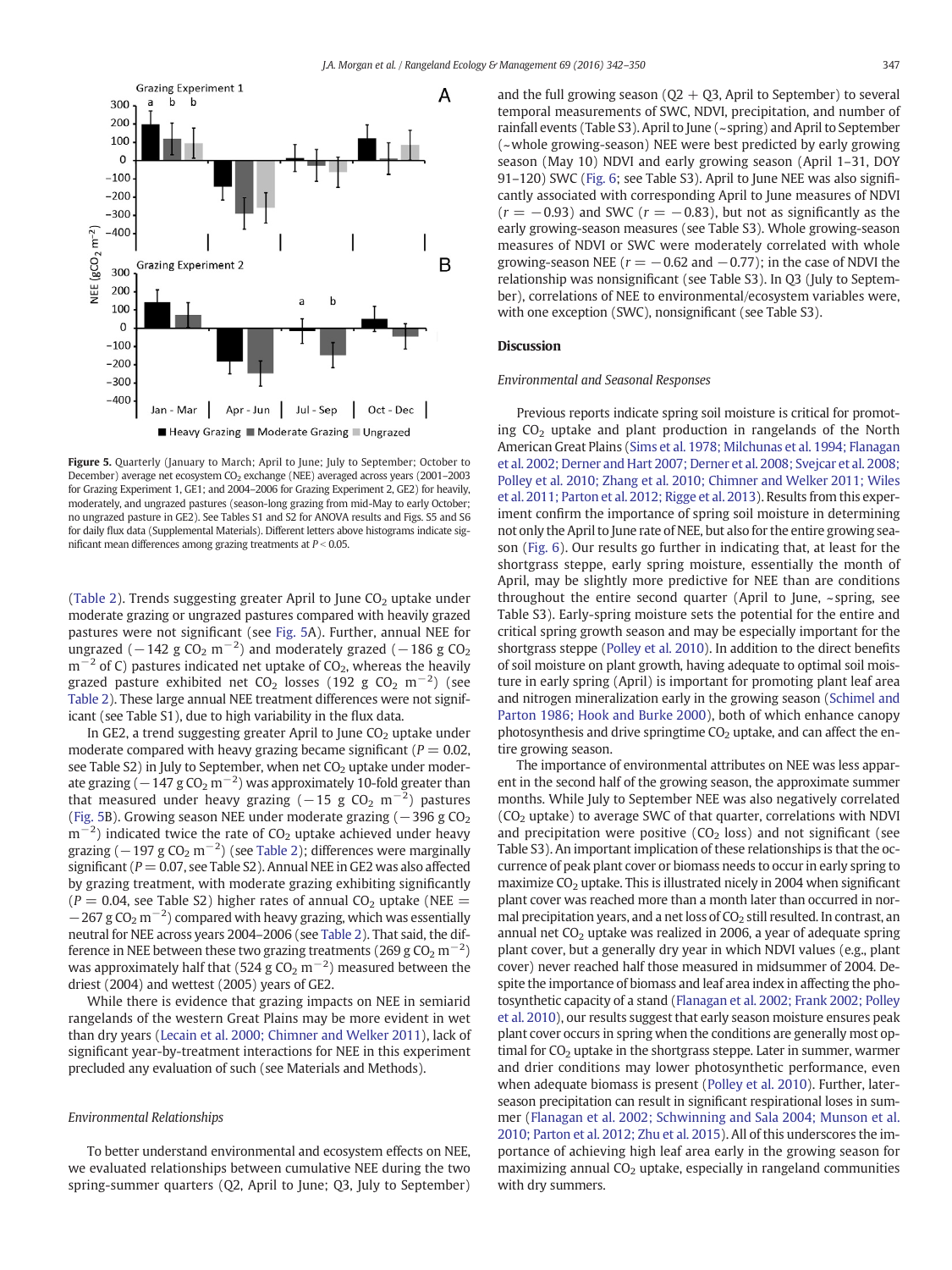Figure 5. Quarterly (January to March; April to June; July to September; October to December) average net ecosystem $CO_2$ exchange (NEE) averaged across years (2001–2003 for Grazing Experiment 1, GE1; and 2004–2006 for Grazing Experiment 2, GE2) for heavily, moderately, and ungrazed pastures (season-long grazing from mid-May to early October; no ungrazed pasture in GE2). See Tables S1 and S2 for ANOVA results and Figs. S5 and S6 for daily flux data (Supplemental Materials). Different letters above histograms indicate significant mean differences among grazing treatments at $P < 0.05$.

(Table 2). Trends suggesting greater April to June $CO_2$ uptake under moderate grazing or ungrazed pastures compared with heavily grazed pastures were not significant (see Fig. 5A). Further, annual NEE for ungrazed (−142 g $CO_2$ m$^{-2}$) and moderately grazed (−186 g $CO_2$ m$^{-2}$ of C) pastures indicated net uptake of $CO_2$, whereas the heavily grazed pasture exhibited net $CO_2$ losses (192 g $CO_2$ m$^{-2}$) (see Table 2). These large annual NEE treatment differences were not significant (see Table S1), due to high variability in the flux data.

In GE2, a trend suggesting greater April to June $CO_2$ uptake under moderate compared with heavy grazing became significant ($P = 0.02$, see Table S2) in July to September, when net $CO_2$ uptake under moderate grazing (−147 g $CO_2$ m$^{-2}$) was approximately 10-fold greater than that measured under heavy grazing (−15 g $CO_2$ m$^{-2}$) pastures (Fig. 5B). Growing season NEE under moderate grazing (−396 g $CO_2$ m$^{-2}$) indicated twice the rate of $CO_2$ uptake achieved under heavy grazing (−197 g $CO_2$ m$^{-2}$) (see Table 2); differences were marginally significant ($P = 0.07$, see Table S2). Annual NEE in GE2 was also affected by grazing treatment, with moderate grazing exhibiting significantly ($P = 0.04$, see Table S2) higher rates of annual $CO_2$ uptake (NEE = −267 g $CO_2$ m$^{-2}$) compared with heavy grazing, which was essentially neutral for NEE across years 2004–2006 (see Table 2). That said, the difference in NEE between these two grazing treatments (269 g $CO_2$ m$^{-2}$) was approximately half that (524 g $CO_2$ m$^{-2}$) measured between the driest (2004) and wettest (2005) years of GE2.

While there is evidence that grazing impacts on NEE in semiarid rangelands of the western Great Plains may be more evident in wet than dry years (Lecain et al. 2000; Chimner and Welker 2011), lack of significant year-by-treatment interactions for NEE in this experiment precluded any evaluation of such (see Materials and Methods).

### *Environmental Relationships*

To better understand environmental and ecosystem effects on NEE, we evaluated relationships between cumulative NEE during the two spring-summer quarters (Q2, April to June; Q3, July to September) and the full growing season (Q2 + Q3, April to September) to several temporal measurements of SWC, NDVI, precipitation, and number of rainfall events (Table S3). April to June (~spring) and April to September (~whole growing-season) NEE were best predicted by early growing season (May 10) NDVI and early growing season (April 1–31, DOY 91–120) SWC (Fig. 6; see Table S3). April to June NEE was also significantly associated with corresponding April to June measures of NDVI ($r = -0.93$) and SWC ($r = -0.83$), but not as significantly as the early growing-season measures (see Table S3). Whole growing-season measures of NDVI or SWC were moderately correlated with whole growing-season NEE ($r = -0.62$ and $-0.77$); in the case of NDVI the relationship was nonsignificant (see Table S3). In Q3 (July to September), correlations of NEE to environmental/ecosystem variables were, with one exception (SWC), nonsignificant (see Table S3).

## Discussion

### *Environmental and Seasonal Responses*

Previous reports indicate spring soil moisture is critical for promoting $CO_2$ uptake and plant production in rangelands of the North American Great Plains (Sims et al. 1978; Milchunas et al. 1994; Flanagan et al. 2002; Derner and Hart 2007; Derner et al. 2008; Svejcar et al. 2008; Polley et al. 2010; Zhang et al. 2010; Chimner and Welker 2011; Wiles et al. 2011; Parton et al. 2012; Rigge et al. 2013). Results from this experiment confirm the importance of spring soil moisture in determining not only the April to June rate of NEE, but also for the entire growing season (Fig. 6). Our results go further in indicating that, at least for the shortgrass steppe, early spring moisture, essentially the month of April, may be slightly more predictive for NEE than are conditions throughout the entire second quarter (April to June, ~spring, see Table S3). Early-spring moisture sets the potential for the entire and critical spring growth season and may be especially important for the shortgrass steppe (Polley et al. 2010). In addition to the direct benefits of soil moisture on plant growth, having adequate to optimal soil moisture in early spring (April) is important for promoting plant leaf area and nitrogen mineralization early in the growing season (Schimel and Parton 1986; Hook and Burke 2000), both of which enhance canopy photosynthesis and drive springtime $CO_2$ uptake, and can affect the entire growing season.

The importance of environmental attributes on NEE was less apparent in the second half of the growing season, the approximate summer months. While July to September NEE was also negatively correlated ($CO_2$ uptake) to average SWC of that quarter, correlations with NDVI and precipitation were positive ($CO_2$ loss) and not significant (see Table S3). An important implication of these relationships is that the occurrence of peak plant cover or biomass needs to occur in early spring to maximize $CO_2$ uptake. This is illustrated nicely in 2004 when significant plant cover was reached more than a month later than occurred in normal precipitation years, and a net loss of $CO_2$ still resulted. In contrast, an annual net $CO_2$ uptake was realized in 2006, a year of adequate spring plant cover, but a generally dry year in which NDVI values (e.g., plant cover) never reached half those measured in midsummer of 2004. Despite the importance of biomass and leaf area index in affecting the photosynthetic capacity of a stand (Flanagan et al. 2002; Frank 2002; Polley et al. 2010), our results suggest that early season moisture ensures peak plant cover occurs in spring when the conditions are generally most optimal for $CO_2$ uptake in the shortgrass steppe. Later in summer, warmer and drier conditions may lower photosynthetic performance, even when adequate biomass is present (Polley et al. 2010). Further, later-season precipitation can result in significant respirational loses in summer (Flanagan et al. 2002; Schwinning and Sala 2004; Munson et al. 2010; Parton et al. 2012; Zhu et al. 2015). All of this underscores the importance of achieving high leaf area early in the growing season for maximizing annual $CO_2$ uptake, especially in rangeland communities with dry summers.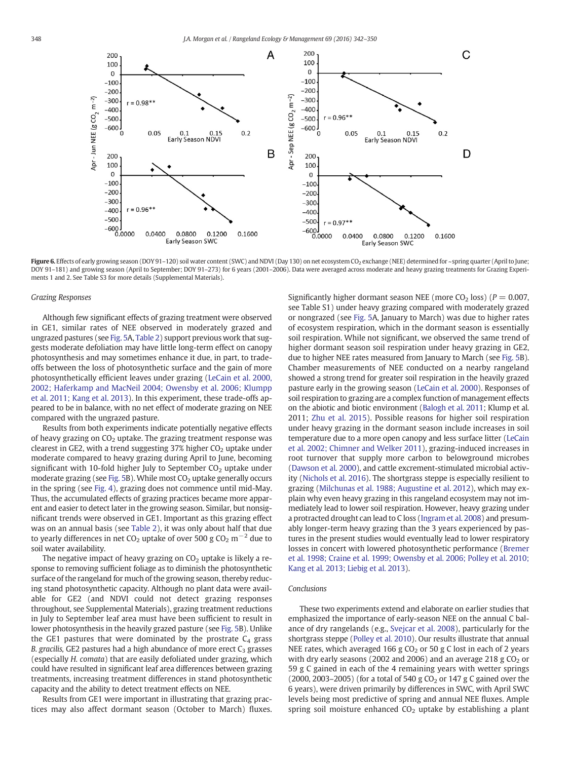**Figure 6.** Effects of early growing season (DOY 91–120) soil water content (SWC) and NDVI (Day 130) on net ecosystem $CO_2$ exchange (NEE) determined for ~spring quarter (April to June; DOY 91–181) and growing season (April to September; DOY 91–273) for 6 years (2001–2006). Data were averaged across moderate and heavy grazing treatments for Grazing Experiments 1 and 2. See Table S3 for more details (Supplemental Materials).

### Grazing Responses

Although few significant effects of grazing treatment were observed in GE1, similar rates of NEE observed in moderately grazed and ungrazed pastures (see Fig. 5A, Table 2) support previous work that suggests moderate defoliation may have little long-term effect on canopy photosynthesis and may sometimes enhance it due, in part, to trade-offs between the loss of photosynthetic surface and the gain of more photosynthetically efficient leaves under grazing (LeCain et al. 2000, 2002; Haferkamp and MacNeil 2004; Owensby et al. 2006; Klumpp et al. 2011; Kang et al. 2013). In this experiment, these trade-offs appeared to be in balance, with no net effect of moderate grazing on NEE compared with the ungrazed pasture.

Results from both experiments indicate potentially negative effects of heavy grazing on $CO_2$ uptake. The grazing treatment response was clearest in GE2, with a trend suggesting 37% higher $CO_2$ uptake under moderate compared to heavy grazing during April to June, becoming significant with 10-fold higher July to September $CO_2$ uptake under moderate grazing (see Fig. 5B). While most $CO_2$ uptake generally occurs in the spring (see Fig. 4), grazing does not commence until mid-May. Thus, the accumulated effects of grazing practices became more apparent and easier to detect later in the growing season. Similar, but nonsignificant trends were observed in GE1. Important as this grazing effect was on an annual basis (see Table 2), it was only about half that due to yearly differences in net $CO_2$ uptake of over 500 g $CO_2$ $m^{-2}$ due to soil water availability.

The negative impact of heavy grazing on $CO_2$ uptake is likely a response to removing sufficient foliage as to diminish the photosynthetic surface of the rangeland for much of the growing season, thereby reducing stand photosynthetic capacity. Although no plant data were available for GE2 (and NDVI could not detect grazing responses throughout, see Supplemental Materials), grazing treatment reductions in July to September leaf area must have been sufficient to result in lower photosynthesis in the heavily grazed pasture (see Fig. 5B). Unlike the GE1 pastures that were dominated by the prostrate $C_4$ grass *B. gracilis*, GE2 pastures had a high abundance of more erect $C_3$ grasses (especially *H. comata*) that are easily defoliated under grazing, which could have resulted in significant leaf area differences between grazing treatments, increasing treatment differences in stand photosynthetic capacity and the ability to detect treatment effects on NEE.

Results from GE1 were important in illustrating that grazing practices may also affect dormant season (October to March) fluxes. Significantly higher dormant season NEE (more $CO_2$ loss) ($P = 0.007$, see Table S1) under heavy grazing compared with moderately grazed or nongrazed (see Fig. 5A, January to March) was due to higher rates of ecosystem respiration, which in the dormant season is essentially soil respiration. While not significant, we observed the same trend of higher dormant season soil respiration under heavy grazing in GE2, due to higher NEE rates measured from January to March (see Fig. 5B). Chamber measurements of NEE conducted on a nearby rangeland showed a strong trend for greater soil respiration in the heavily grazed pasture early in the growing season (LeCain et al. 2000). Responses of soil respiration to grazing are a complex function of management effects on the abiotic and biotic environment (Balogh et al. 2011; Klump et al. 2011; Zhu et al. 2015). Possible reasons for higher soil respiration under heavy grazing in the dormant season include increases in soil temperature due to a more open canopy and less surface litter (LeCain et al. 2002; Chimner and Welker 2011), grazing-induced increases in root turnover that supply more carbon to belowground microbes (Dawson et al. 2000), and cattle excrement-stimulated microbial activity (Nichols et al. 2016). The shortgrass steppe is especially resilient to grazing (Milchunas et al. 1988; Augustine et al. 2012), which may explain why even heavy grazing in this rangeland ecosystem may not immediately lead to lower soil respiration. However, heavy grazing under a protracted drought can lead to C loss (Ingram et al. 2008) and presumably longer-term heavy grazing than the 3 years experienced by pastures in the present studies would eventually lead to lower respiratory losses in concert with lowered photosynthetic performance (Bremer et al. 1998; Craine et al. 1999; Owensby et al. 2006; Polley et al. 2010; Kang et al. 2013; Liebig et al. 2013).

### Conclusions

These two experiments extend and elaborate on earlier studies that emphasized the importance of early-season NEE on the annual C balance of dry rangelands (e.g., Svejcar et al. 2008), particularly for the shortgrass steppe (Polley et al. 2010). Our results illustrate that annual NEE rates, which averaged 166 g $CO_2$ or 50 g C lost in each of 2 years with dry early seasons (2002 and 2006) and an average 218 g $CO_2$ or 59 g C gained in each of the 4 remaining years with wetter springs (2000, 2003–2005) (for a total of 540 g $CO_2$ or 147 g C gained over the 6 years), were driven primarily by differences in SWC, with April SWC levels being most predictive of spring and annual NEE fluxes. Ample spring soil moisture enhanced $CO_2$ uptake by establishing a plant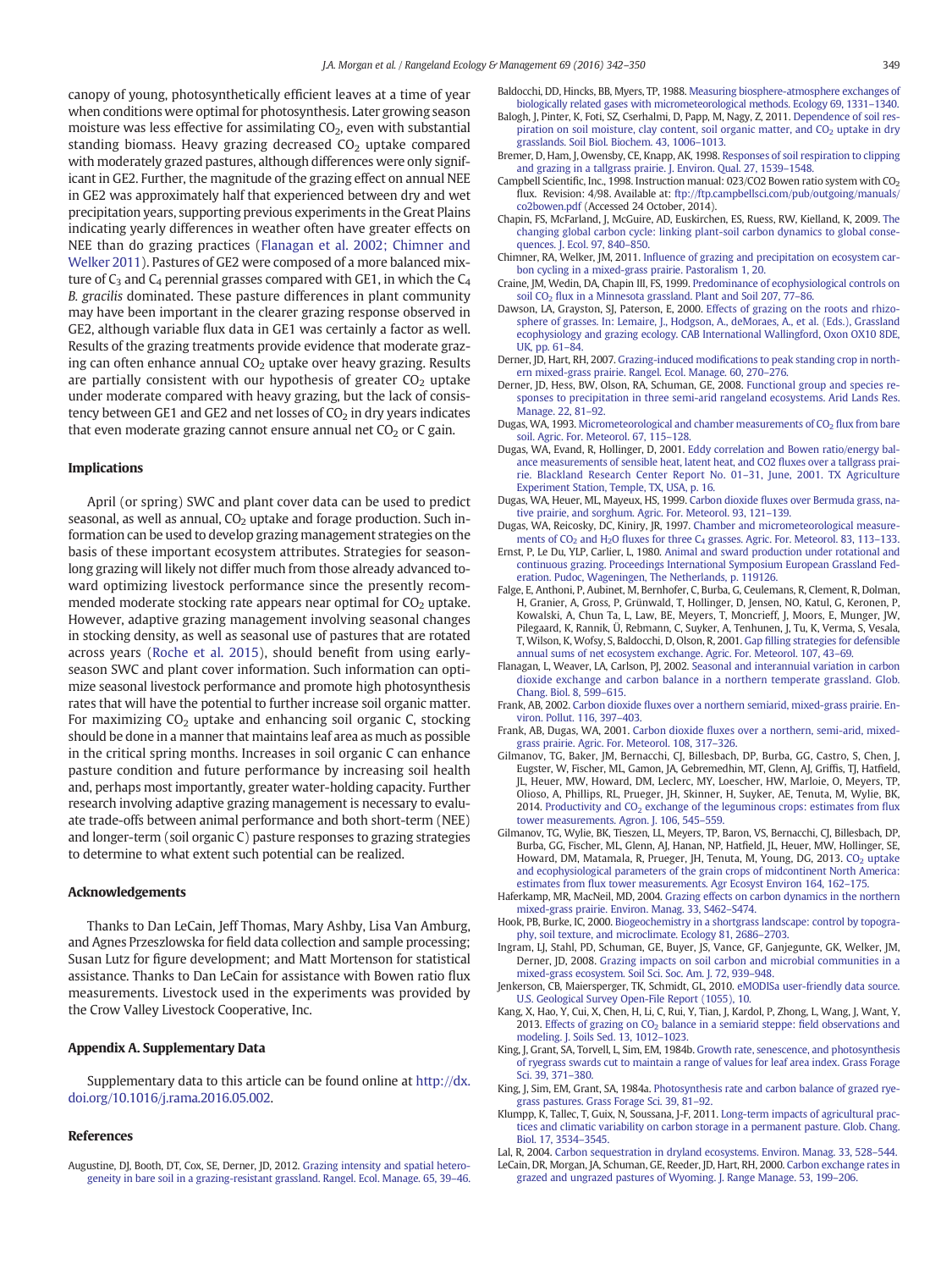canopy of young, photosynthetically efficient leaves at a time of year when conditions were optimal for photosynthesis. Later growing season moisture was less effective for assimilating $CO_2$, even with substantial standing biomass. Heavy grazing decreased $CO_2$ uptake compared with moderately grazed pastures, although differences were only significant in GE2. Further, the magnitude of the grazing effect on annual NEE in GE2 was approximately half that experienced between dry and wet precipitation years, supporting previous experiments in the Great Plains indicating yearly differences in weather often have greater effects on NEE than do grazing practices (Flanagan et al. 2002; Chimner and Welker 2011). Pastures of GE2 were composed of a more balanced mixture of $C_3$ and $C_4$ perennial grasses compared with GE1, in which the $C_4$ *B. gracilis* dominated. These pasture differences in plant community may have been important in the clearer grazing response observed in GE2, although variable flux data in GE1 was certainly a factor as well. Results of the grazing treatments provide evidence that moderate grazing can often enhance annual $CO_2$ uptake over heavy grazing. Results are partially consistent with our hypothesis of greater $CO_2$ uptake under moderate compared with heavy grazing, but the lack of consistency between GE1 and GE2 and net losses of $CO_2$ in dry years indicates that even moderate grazing cannot ensure annual net $CO_2$ or C gain.

## Implications

April (or spring) SWC and plant cover data can be used to predict seasonal, as well as annual, $CO_2$ uptake and forage production. Such information can be used to develop grazing management strategies on the basis of these important ecosystem attributes. Strategies for season-long grazing will likely not differ much from those already advanced toward optimizing livestock performance since the presently recommended moderate stocking rate appears near optimal for $CO_2$ uptake. However, adaptive grazing management involving seasonal changes in stocking density, as well as seasonal use of pastures that are rotated across years (Roche et al. 2015), should benefit from using early-season SWC and plant cover information. Such information can optimize seasonal livestock performance and promote high photosynthesis rates that will have the potential to further increase soil organic matter. For maximizing $CO_2$ uptake and enhancing soil organic C, stocking should be done in a manner that maintains leaf area as much as possible in the critical spring months. Increases in soil organic C can enhance pasture condition and future performance by increasing soil health and, perhaps most importantly, greater water-holding capacity. Further research involving adaptive grazing management is necessary to evaluate trade-offs between animal performance and both short-term (NEE) and longer-term (soil organic C) pasture responses to grazing strategies to determine to what extent such potential can be realized.

## Acknowledgements

Thanks to Dan LeCain, Jeff Thomas, Mary Ashby, Lisa Van Amburg, and Agnes Przeszlowska for field data collection and sample processing; Susan Lutz for figure development; and Matt Mortenson for statistical assistance. Thanks to Dan LeCain for assistance with Bowen ratio flux measurements. Livestock used in the experiments was provided by the Crow Valley Livestock Cooperative, Inc.

## Appendix A. Supplementary Data

Supplementary data to this article can be found online at http://dx.doi.org/10.1016/j.rama.2016.05.002.

## References

Augustine, DJ, Booth, DT, Cox, SE, Derner, JD, 2012. Grazing intensity and spatial heterogeneity in bare soil in a grazing-resistant grassland. Rangel. Ecol. Manage. 65, 39–46.

Baldocchi, DD, Hincks, BB, Myers, TP, 1988. Measuring biosphere-atmosphere exchanges of biologically related gases with micrometeorological methods. Ecology 69, 1331–1340.

Balogh, J, Pinter, K, Foti, SZ, Cserhalmi, D, Papp, M, Nagy, Z, 2011. Dependence of soil respiration on soil moisture, clay content, soil organic matter, and $CO_2$ uptake in dry grasslands. Soil Biol. Biochem. 43, 1006–1013.

Bremer, D, Ham, J, Owensby, CE, Knapp, AK, 1998. Responses of soil respiration to clipping and grazing in a tallgrass prairie. J. Environ. Qual. 27, 1539–1548.

Campbell Scientific, Inc., 1998. Instruction manual: 023/CO2 Bowen ratio system with $CO_2$ flux. Revision: 4/98. Available at: ftp://ftp.campbellsci.com/pub/outgoing/manuals/co2bowen.pdf (Accessed 24 October, 2014).

Chapin, FS, McFarland, J, McGuire, AD, Euskirchen, ES, Ruess, RW, Kielland, K, 2009. The changing global carbon cycle: linking plant-soil carbon dynamics to global consequences. J. Ecol. 97, 840–850.

Chimner, RA, Welker, JM, 2011. Influence of grazing and precipitation on ecosystem carbon cycling in a mixed-grass prairie. Pastoralism 1, 20.

Craine, JM, Wedin, DA, Chapin III, FS, 1999. Predominance of ecophysiological controls on soil $CO_2$ flux in a Minnesota grassland. Plant and Soil 207, 77–86.

Dawson, LA, Grayston, SJ, Paterson, E, 2000. Effects of grazing on the roots and rhizosphere of grasses. In: Lemaire, J., Hodgson, A., deMoraes, A., et al. (Eds.), Grassland ecophysiology and grazing ecology. CAB International Wallingford, Oxon OX10 8DE, UK, pp. 61–84.

Derner, JD, Hart, RH, 2007. Grazing-induced modifications to peak standing crop in northern mixed-grass prairie. Rangel. Ecol. Manage. 60, 270–276.

Derner, JD, Hess, BW, Olson, RA, Schuman, GE, 2008. Functional group and species responses to precipitation in three semi-arid rangeland ecosystems. Arid Lands Res. Manage. 22, 81–92.

Dugas, WA, 1993. Micrometeorological and chamber measurements of $CO_2$ flux from bare soil. Agric. For. Meteorol. 67, 115–128.

Dugas, WA, Evand, R, Hollinger, D, 2001. Eddy correlation and Bowen ratio/energy balance measurements of sensible heat, latent heat, and CO2 fluxes over a tallgrass prairie. Blackland Research Center Report No. 01–31, June, 2001. TX Agriculture Experiment Station, Temple, TX, USA, p. 16.

Dugas, WA, Heuer, ML, Mayeux, HS, 1999. Carbon dioxide fluxes over Bermuda grass, native prairie, and sorghum. Agric. For. Meteorol. 93, 121–139.

Dugas, WA, Reicosky, DC, Kiniry, JR, 1997. Chamber and micrometeorological measurements of $CO_2$ and $H_2O$ fluxes for three $C_4$ grasses. Agric. For. Meteorol. 83, 113–133.

Ernst, P, Le Du, YLP, Carlier, L, 1980. Animal and sward production under rotational and continuous grazing. Proceedings International Symposium European Grassland Federation. Pudoc, Wageningen, The Netherlands, p. 119126.

Falge, E, Anthoni, P, Aubinet, M, Bernhofer, C, Burba, G, Ceulemans, R, Clement, R, Dolman, H, Granier, A, Gross, P, Grünwald, T, Hollinger, D, Jensen, NO, Katul, G, Keronen, P, Kowalski, A, Chun Ta, L, Law, BE, Meyers, T, Moncrieff, J, Moors, E, Munger, JW, Pilegaard, K, Rannik, Ü, Rebmann, C, Suyker, A, Tenhunen, J, Tu, K, Verma, S, Vesala, T, Wilson, K, Wofsy, S, Baldocchi, D, Olson, R, 2001. Gap filling strategies for defensible annual sums of net ecosystem exchange. Agric. For. Meteorol. 107, 43–69.

Flanagan, L, Weaver, LA, Carlson, PJ, 2002. Seasonal and interannual variation in carbon dioxide exchange and carbon balance in a northern temperate grassland. Glob. Chang. Biol. 8, 599–615.

Frank, AB, 2002. Carbon dioxide fluxes over a northern semiarid, mixed-grass prairie. Environ. Pollut. 116, 397–403.

Frank, AB, Dugas, WA, 2001. Carbon dioxide fluxes over a northern, semi-arid, mixed-grass prairie. Agric. For. Meteorol. 108, 317–326.

Gilmanov, TG, Baker, JM, Bernacchi, CJ, Billesbach, DP, Burba, GG, Castro, S, Chen, J, Eugster, W, Fischer, ML, Gamon, JA, Gebremedhin, MT, Glenn, AJ, Griffis, TJ, Hatfield, JL, Heuer, MW, Howard, DM, Leclerc, MY, Loescher, HW, Marloie, O, Meyers, TP, Olioso, A, Phillips, RL, Prueger, JH, Skinner, H, Suyker, AE, Tenuta, M, Wylie, BK, 2014. Productivity and $CO_2$ exchange of the leguminous crops: estimates from flux tower measurements. Agron. J. 106, 545–559.

Gilmanov, TG, Wylie, BK, Tieszen, LL, Meyers, TP, Baron, VS, Bernacchi, CJ, Billesbach, DP, Burba, GG, Fischer, ML, Glenn, AJ, Hanan, NP, Hatfield, JL, Heuer, MW, Hollinger, SE, Howard, DM, Matamala, R, Prueger, JH, Tenuta, M, Young, DG, 2013. $CO_2$ uptake and ecophysiological parameters of the grain crops of midcontinent North America: estimates from flux tower measurements. Agr Ecosyst Environ 164, 162–175.

Haferkamp, MR, MacNeil, MD, 2004. Grazing effects on carbon dynamics in the northern mixed-grass prairie. Environ. Manag. 33, S462–S474.

Hook, PB, Burke, IC, 2000. Biogeochemistry in a shortgrass landscape: control by topography, soil texture, and microclimate. Ecology 81, 2686–2703.

Ingram, LJ, Stahl, PD, Schuman, GE, Buyer, JS, Vance, GF, Ganjegunte, GK, Welker, JM, Derner, JD, 2008. Grazing impacts on soil carbon and microbial communities in a mixed-grass ecosystem. Soil Sci. Soc. Am. J. 72, 939–948.

Jenkerson, CB, Maiersperger, TK, Schmidt, GL, 2010. eMODISa user-friendly data source. U.S. Geological Survey Open-File Report (1055), 10.

Kang, X, Hao, Y, Cui, X, Chen, H, Li, C, Rui, Y, Tian, J, Kardol, P, Zhong, L, Wang, J, Want, Y, 2013. Effects of grazing on $CO_2$ balance in a semiarid steppe: field observations and modeling. J. Soils Sed. 13, 1012–1023.

King, J, Grant, SA, Torvell, L, Sim, EM, 1984b. Growth rate, senescence, and photosynthesis of ryegrass swards cut to maintain a range of values for leaf area index. Grass Forage Sci. 39, 371–380.

King, J, Sim, EM, Grant, SA, 1984a. Photosynthesis rate and carbon balance of grazed ryegrass pastures. Grass Forage Sci. 39, 81–92.

Klumpp, K, Tallec, T, Guix, N, Soussana, J-F, 2011. Long-term impacts of agricultural practices and climatic variability on carbon storage in a permanent pasture. Glob. Chang. Biol. 17, 3534–3545.

Lal, R, 2004. Carbon sequestration in dryland ecosystems. Environ. Manag. 33, 528–544.

LeCain, DR, Morgan, JA, Schuman, GE, Reeder, JD, Hart, RH, 2000. Carbon exchange rates in grazed and ungrazed pastures of Wyoming. J. Range Manage. 53, 199–206.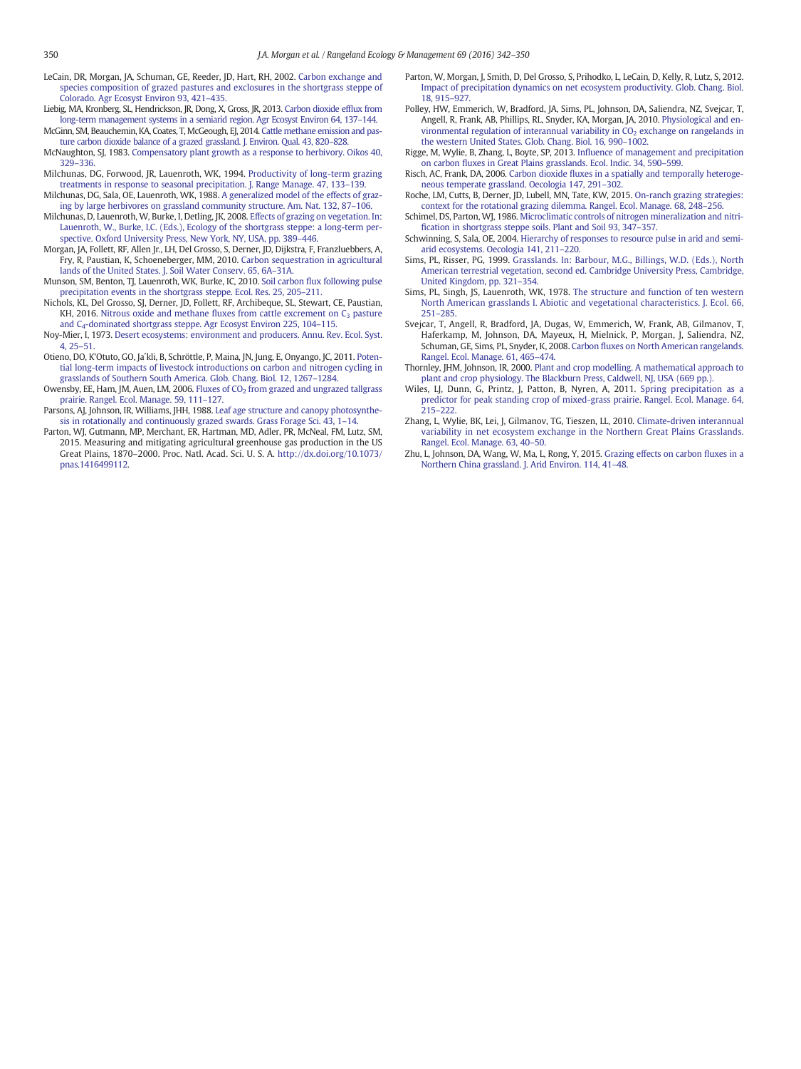LeCain, DR, Morgan, JA, Schuman, GE, Reeder, JD, Hart, RH, 2002. Carbon exchange and species composition of grazed pastures and exclosures in the shortgrass steppe of Colorado. Agr Ecosyst Environ 93, 421–435.

Liebig, MA, Kronberg, SL, Hendrickson, JR, Dong, X, Gross, JR, 2013. Carbon dioxide efflux from long-term management systems in a semiarid region. Agr Ecosyst Environ 64, 137–144.

McGinn, SM, Beauchemin, KA, Coates, T, McGeough, EJ, 2014. Cattle methane emission and pasture carbon dioxide balance of a grazed grassland. J. Environ. Qual. 43, 820–828.

McNaughton, SJ, 1983. Compensatory plant growth as a response to herbivory. Oikos 40, 329–336.

Milchunas, DG, Forwood, JR, Lauenroth, WK, 1994. Productivity of long-term grazing treatments in response to seasonal precipitation. J. Range Manage. 47, 133–139.

Milchunas, DG, Sala, OE, Lauenroth, WK, 1988. A generalized model of the effects of grazing by large herbivores on grassland community structure. Am. Nat. 132, 87–106.

Milchunas, D, Lauenroth, W, Burke, I, Detling, JK, 2008. Effects of grazing on vegetation. In: Lauenroth, W., Burke, I.C. (Eds.), Ecology of the shortgrass steppe: a long-term perspective. Oxford University Press, New York, NY, USA, pp. 389–446.

Morgan, JA, Follett, RF, Allen Jr., LH, Del Grosso, S, Derner, JD, Dijkstra, F, Franzluebbers, A, Fry, R, Paustian, K, Schoeneberger, MM, 2010. Carbon sequestration in agricultural lands of the United States. J. Soil Water Conserv. 65, 6A–31A.

Munson, SM, Benton, TJ, Lauenroth, WK, Burke, IC, 2010. Soil carbon flux following pulse precipitation events in the shortgrass steppe. Ecol. Res. 25, 205–211.

Nichols, KL, Del Grosso, SJ, Derner, JD, Follett, RF, Archibeque, SL, Stewart, CE, Paustian, KH, 2016. Nitrous oxide and methane fluxes from cattle excrement on $C_3$ pasture and $C_4$-dominated shortgrass steppe. Agr Ecosyst Environ 225, 104–115.

Noy-Mier, I, 1973. Desert ecosystems: environment and producers. Annu. Rev. Ecol. Syst. 4, 25–51.

Otieno, DO, K'Otuto, GO, Ja´kli, B, Schröttle, P, Maina, JN, Jung, E, Onyango, JC, 2011. Potential long-term impacts of livestock introductions on carbon and nitrogen cycling in grasslands of Southern South America. Glob. Chang. Biol. 12, 1267–1284.

Owensby, EE, Ham, JM, Auen, LM, 2006. Fluxes of $CO_2$ from grazed and ungrazed tallgrass prairie. Rangel. Ecol. Manage. 59, 111–127.

Parsons, AJ, Johnson, IR, Williams, JHH, 1988. Leaf age structure and canopy photosynthesis in rotationally and continuously grazed swards. Grass Forage Sci. 43, 1–14.

Parton, WJ, Gutmann, MP, Merchant, ER, Hartman, MD, Adler, PR, McNeal, FM, Lutz, SM, 2015. Measuring and mitigating agricultural greenhouse gas production in the US Great Plains, 1870–2000. Proc. Natl. Acad. Sci. U. S. A. http://dx.doi.org/10.1073/pnas.1416499112.

Parton, W, Morgan, J, Smith, D, Del Grosso, S, Prihodko, L, LeCain, D, Kelly, R, Lutz, S, 2012. Impact of precipitation dynamics on net ecosystem productivity. Glob. Chang. Biol. 18, 915–927.

Polley, HW, Emmerich, W, Bradford, JA, Sims, PL, Johnson, DA, Saliendra, NZ, Svejcar, T, Angell, R, Frank, AB, Phillips, RL, Snyder, KA, Morgan, JA, 2010. Physiological and environmental regulation of interannual variability in $CO_2$ exchange on rangelands in the western United States. Glob. Chang. Biol. 16, 990–1002.

Rigge, M, Wylie, B, Zhang, L, Boyte, SP, 2013. Influence of management and precipitation on carbon fluxes in Great Plains grasslands. Ecol. Indic. 34, 590–599.

Risch, AC, Frank, DA, 2006. Carbon dioxide fluxes in a spatially and temporally heterogeneous temperate grassland. Oecologia 147, 291–302.

Roche, LM, Cutts, B, Derner, JD, Lubell, MN, Tate, KW, 2015. On-ranch grazing strategies: context for the rotational grazing dilemma. Rangel. Ecol. Manage. 68, 248–256.

Schimel, DS, Parton, WJ, 1986. Microclimatic controls of nitrogen mineralization and nitrification in shortgrass steppe soils. Plant and Soil 93, 347–357.

Schwinning, S, Sala, OE, 2004. Hierarchy of responses to resource pulse in arid and semi-arid ecosystems. Oecologia 141, 211–220.

Sims, PL, Risser, PG, 1999. Grasslands. In: Barbour, M.G., Billings, W.D. (Eds.), North American terrestrial vegetation, second ed. Cambridge University Press, Cambridge, United Kingdom, pp. 321–354.

Sims, PL, Singh, JS, Lauenroth, WK, 1978. The structure and function of ten western North American grasslands I. Abiotic and vegetational characteristics. J. Ecol. 66, 251–285.

Svejcar, T, Angell, R, Bradford, JA, Dugas, W, Emmerich, W, Frank, AB, Gilmanov, T, Haferkamp, M, Johnson, DA, Mayeux, H, Mielnick, P, Morgan, J, Saliendra, NZ, Schuman, GE, Sims, PL, Snyder, K, 2008. Carbon fluxes on North American rangelands. Rangel. Ecol. Manage. 61, 465–474.

Thornley, JHM, Johnson, IR, 2000. Plant and crop modelling. A mathematical approach to plant and crop physiology. The Blackburn Press, Caldwell, NJ, USA (669 pp.).

Wiles, LJ, Dunn, G, Printz, J, Patton, B, Nyren, A, 2011. Spring precipitation as a predictor for peak standing crop of mixed-grass prairie. Rangel. Ecol. Manage. 64, 215–222.

Zhang, L, Wylie, BK, Lei, J, Gilmanov, TG, Tieszen, LL, 2010. Climate-driven interannual variability in net ecosystem exchange in the Northern Great Plains Grasslands. Rangel. Ecol. Manage. 63, 40–50.

Zhu, L, Johnson, DA, Wang, W, Ma, L, Rong, Y, 2015. Grazing effects on carbon fluxes in a Northern China grassland. J. Arid Environ. 114, 41–48.